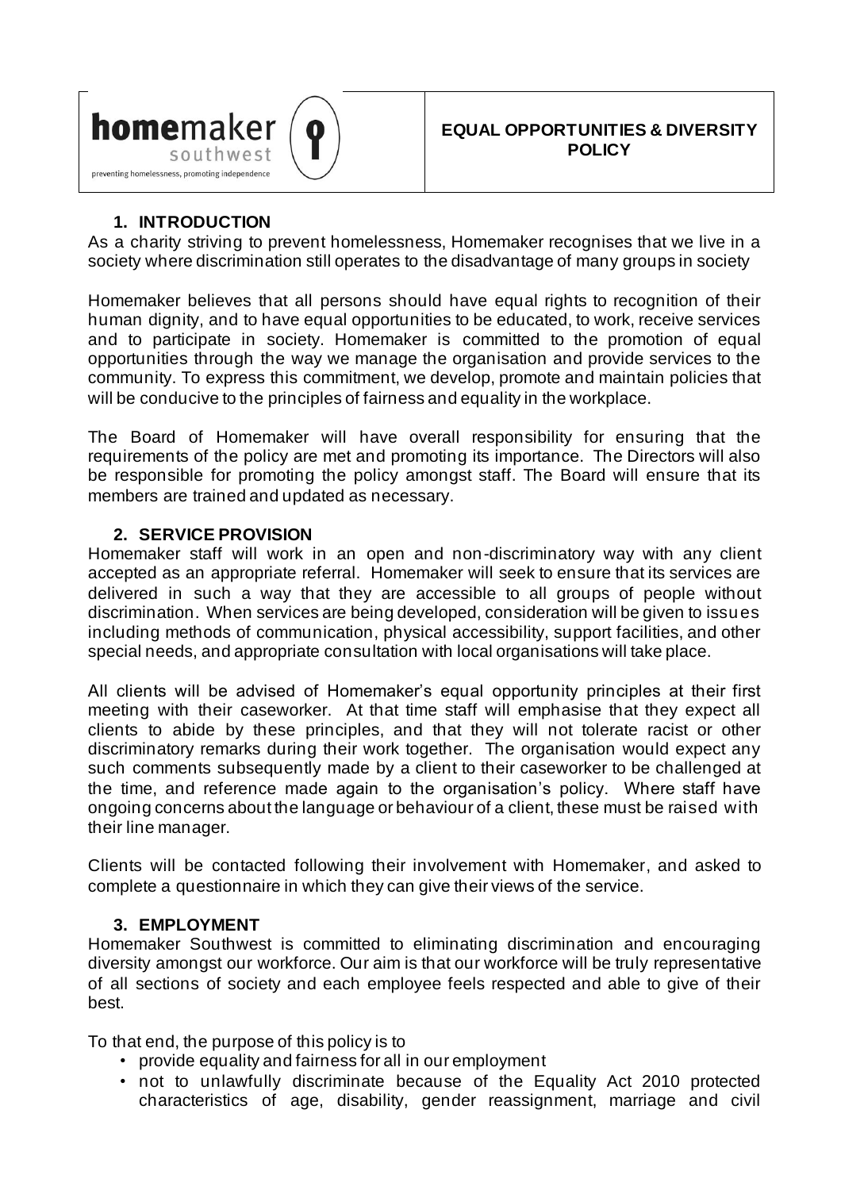**homemaker** southwest

preventing homelessness, promoting independence

# EQUAL OPPORTUNITIES & DIVERSITY POLICY

## 1. INTRODUCTION

As a charity striving to prevent homelessness, Homemaker recognises that we live in a society where discrimination still operates to the disadvantage of many groups in society

Homemaker believes that all persons should have equal rights to recognition of their human dignity, and to have equal opportunities to be educated, to work, receive services and to participate in society. Homemaker is committed to the promotion of equal opportunities through the way we manage the organisation and provide services to the community. To express this commitment, we develop, promote and maintain policies that will be conducive to the principles of fairness and equality in the workplace.

The Board of Homemaker will have overall responsibility for ensuring that the requirements of the policy are met and promoting its importance. The Directors will also be responsible for promoting the policy amongst staff. The Board will ensure that its members are trained and updated as necessary.

## 2. SERVICE PROVISION

Homemaker staff will work in an open and non-discriminatory way with any client accepted as an appropriate referral. Homemaker will seek to ensure that its services are delivered in such a way that they are accessible to all groups of people without discrimination. When services are being developed, consideration will be given to issues including methods of communication, physical accessibility, support facilities, and other special needs, and appropriate consultation with local organisations will take place.

All clients will be advised of Homemaker's equal opportunity principles at their first meeting with their caseworker. At that time staff will emphasise that they expect all clients to abide by these principles, and that they will not tolerate racist or other discriminatory remarks during their work together. The organisation would expect any such comments subsequently made by a client to their caseworker to be challenged at the time, and reference made again to the organisation's policy. Where staff have ongoing concerns about the language or behaviour of a client, these must be raised with their line manager.

Clients will be contacted following their involvement with Homemaker, and asked to complete a questionnaire in which they can give their views of the service.

## 3. EMPLOYMENT

Homemaker Southwest is committed to eliminating discrimination and encouraging diversity amongst our workforce. Our aim is that our workforce will be truly representative of all sections of society and each employee feels respected and able to give of their best.

To that end, the purpose of this policy is to

- provide equality and fairness for all in our employment
- not to unlawfully discriminate because of the Equality Act 2010 protected characteristics of age, disability, gender reassignment, marriage and civil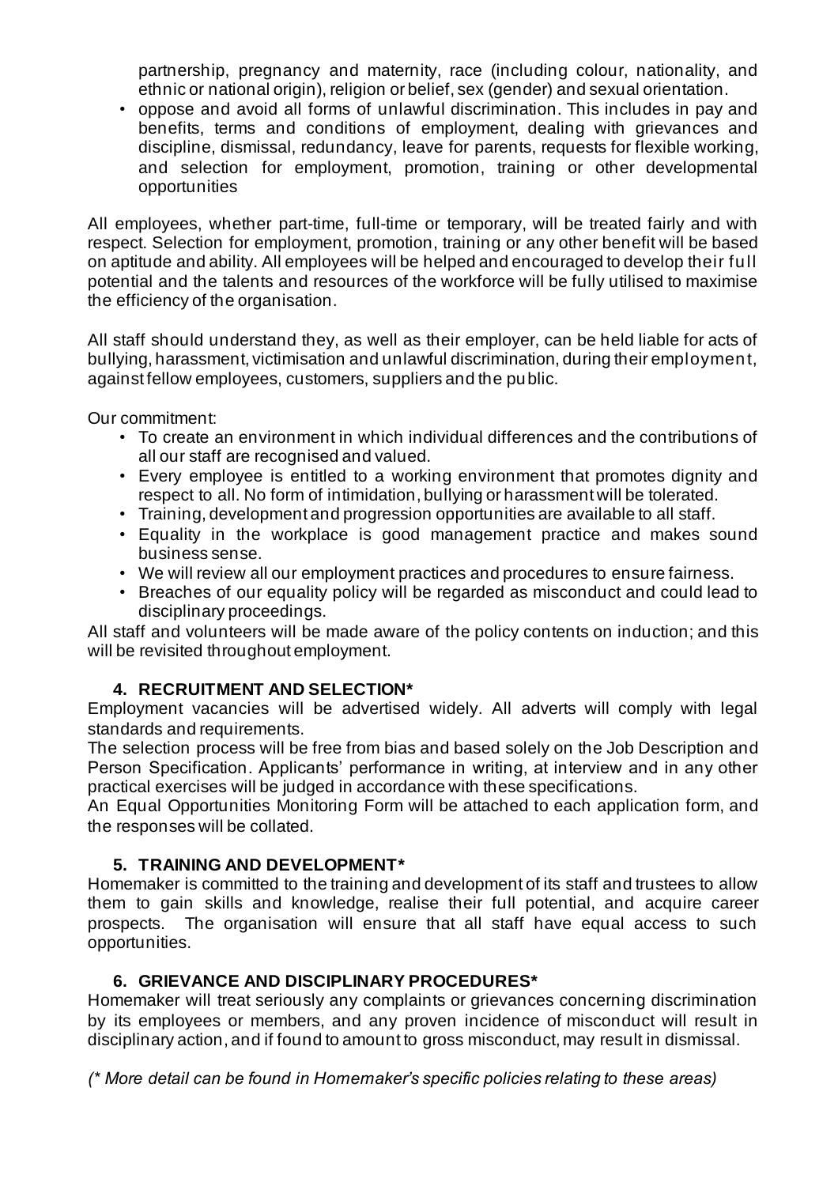partnership, pregnancy and maternity, race (including colour, nationality, and ethnic or national origin), religion or belief, sex (gender) and sexual orientation.
- oppose and avoid all forms of unlawful discrimination. This includes in pay and benefits, terms and conditions of employment, dealing with grievances and discipline, dismissal, redundancy, leave for parents, requests for flexible working, and selection for employment, promotion, training or other developmental opportunities

All employees, whether part-time, full-time or temporary, will be treated fairly and with respect. Selection for employment, promotion, training or any other benefit will be based on aptitude and ability. All employees will be helped and encouraged to develop their full potential and the talents and resources of the workforce will be fully utilised to maximise the efficiency of the organisation.

All staff should understand they, as well as their employer, can be held liable for acts of bullying, harassment, victimisation and unlawful discrimination, during their employment, against fellow employees, customers, suppliers and the public.

Our commitment:

- To create an environment in which individual differences and the contributions of all our staff are recognised and valued.
- Every employee is entitled to a working environment that promotes dignity and respect to all. No form of intimidation, bullying or harassment will be tolerated.
- Training, development and progression opportunities are available to all staff.
- Equality in the workplace is good management practice and makes sound business sense.
- We will review all our employment practices and procedures to ensure fairness.
- Breaches of our equality policy will be regarded as misconduct and could lead to disciplinary proceedings.

All staff and volunteers will be made aware of the policy contents on induction; and this will be revisited throughout employment.

### 4. RECRUITMENT AND SELECTION*

Employment vacancies will be advertised widely. All adverts will comply with legal standards and requirements.

The selection process will be free from bias and based solely on the Job Description and Person Specification. Applicants' performance in writing, at interview and in any other practical exercises will be judged in accordance with these specifications.

An Equal Opportunities Monitoring Form will be attached to each application form, and the responses will be collated.

### 5. TRAINING AND DEVELOPMENT*

Homemaker is committed to the training and development of its staff and trustees to allow them to gain skills and knowledge, realise their full potential, and acquire career prospects. The organisation will ensure that all staff have equal access to such opportunities.

### 6. GRIEVANCE AND DISCIPLINARY PROCEDURES*

Homemaker will treat seriously any complaints or grievances concerning discrimination by its employees or members, and any proven incidence of misconduct will result in disciplinary action, and if found to amount to gross misconduct, may result in dismissal.

*(* More detail can be found in Homemaker's specific policies relating to these areas)*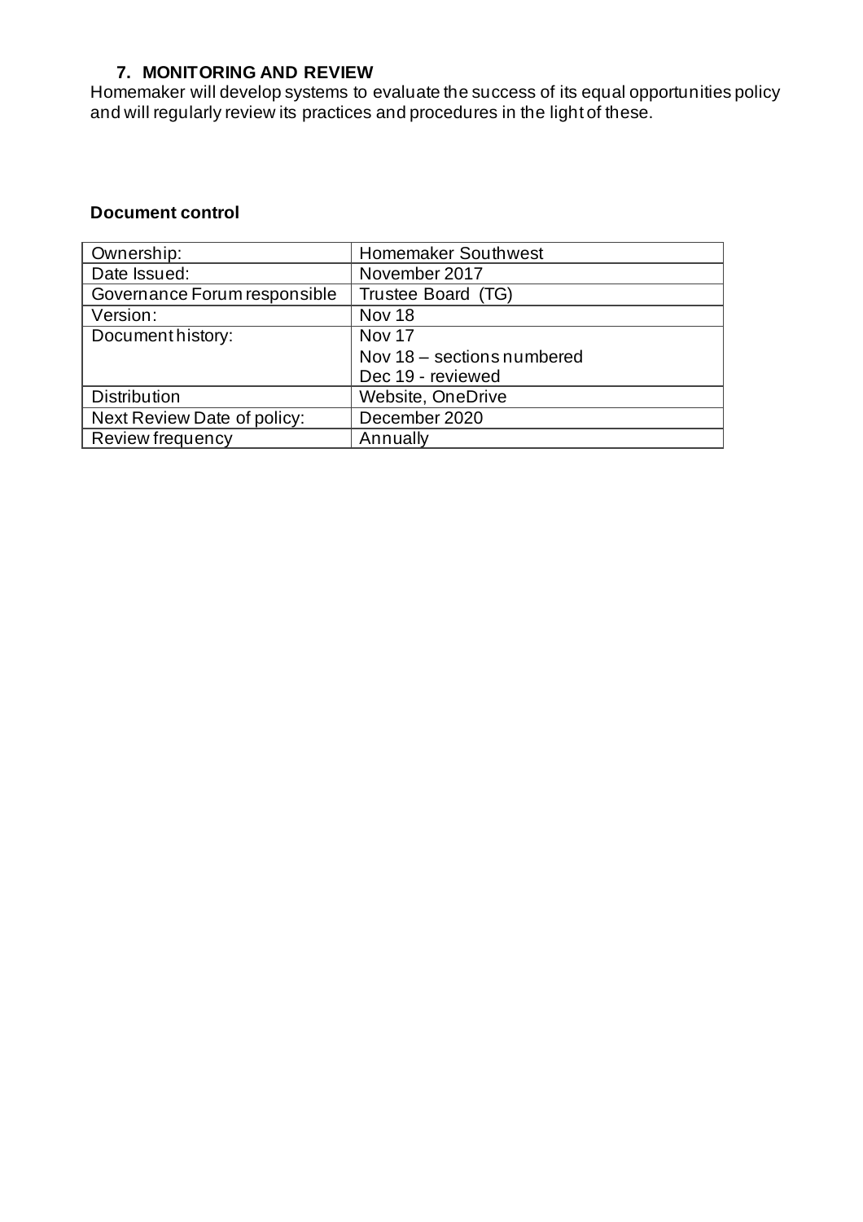## 7. MONITORING AND REVIEW

Homemaker will develop systems to evaluate the success of its equal opportunities policy and will regularly review its practices and procedures in the light of these.

**Document control**

| | |
|---|---|
| Ownership: | Homemaker Southwest |
| Date Issued: | November 2017 |
| Governance Forum responsible | Trustee Board (TG) |
| Version: | Nov 18 |
| Document history: | Nov 17<br>Nov 18 – sections numbered<br>Dec 19 - reviewed |
| Distribution | Website, OneDrive |
| Next Review Date of policy: | December 2020 |
| Review frequency | Annually |